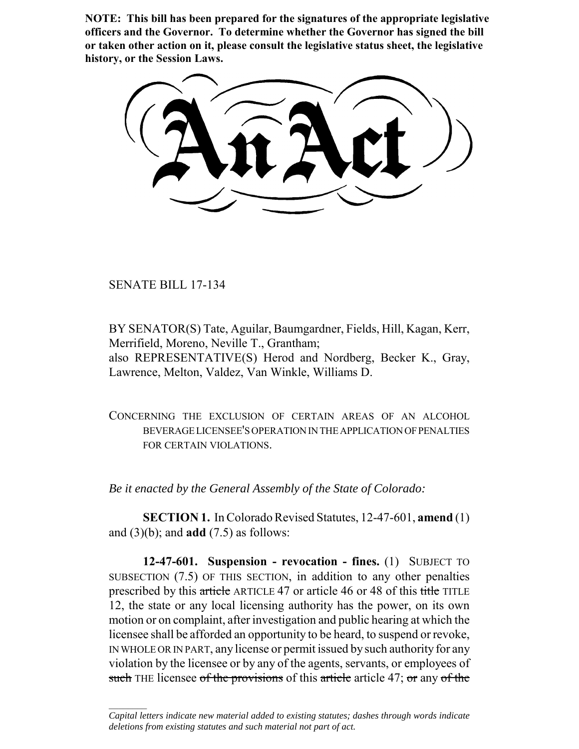**NOTE: This bill has been prepared for the signatures of the appropriate legislative officers and the Governor. To determine whether the Governor has signed the bill or taken other action on it, please consult the legislative status sheet, the legislative history, or the Session Laws.**

# An Act

SENATE BILL 17-134

BY SENATOR(S) Tate, Aguilar, Baumgardner, Fields, Hill, Kagan, Kerr, Merrifield, Moreno, Neville T., Grantham;
also REPRESENTATIVE(S) Herod and Nordberg, Becker K., Gray, Lawrence, Melton, Valdez, Van Winkle, Williams D.

CONCERNING THE EXCLUSION OF CERTAIN AREAS OF AN ALCOHOL BEVERAGE LICENSEE'S OPERATION IN THE APPLICATION OF PENALTIES FOR CERTAIN VIOLATIONS.

*Be it enacted by the General Assembly of the State of Colorado:*

**SECTION 1.** In Colorado Revised Statutes, 12-47-601, **amend** (1) and (3)(b); and **add** (7.5) as follows:

**12-47-601. Suspension - revocation - fines.** (1) SUBJECT TO SUBSECTION (7.5) OF THIS SECTION, in addition to any other penalties prescribed by this ~~article~~ ARTICLE 47 or article 46 or 48 of this ~~title~~ TITLE 12, the state or any local licensing authority has the power, on its own motion or on complaint, after investigation and public hearing at which the licensee shall be afforded an opportunity to be heard, to suspend or revoke, IN WHOLE OR IN PART, any license or permit issued by such authority for any violation by the licensee or by any of the agents, servants, or employees of ~~such~~ THE licensee ~~of the provisions~~ of this ~~article~~ article 47; ~~or~~ any ~~of the~~

*Capital letters indicate new material added to existing statutes; dashes through words indicate deletions from existing statutes and such material not part of act.*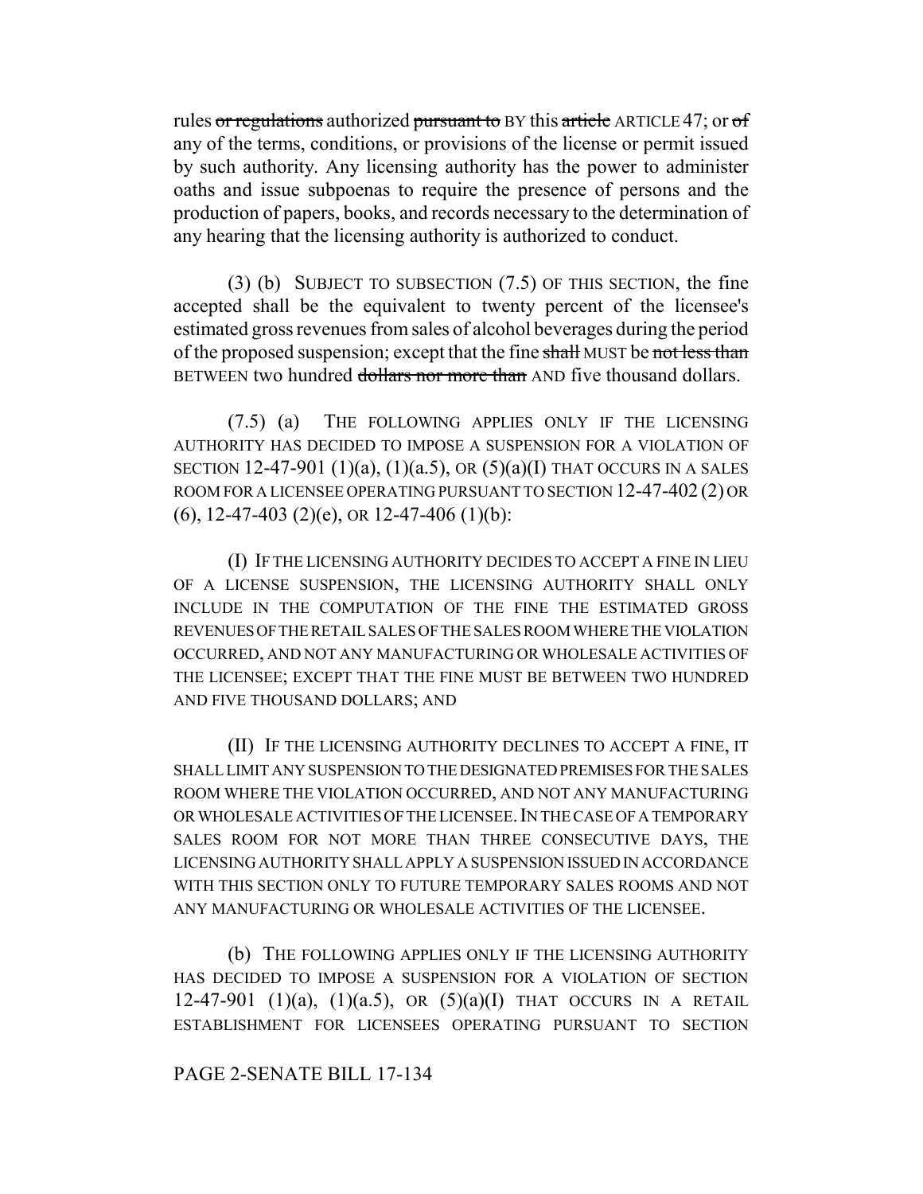rules ~~or regulations~~ authorized ~~pursuant to~~ BY this ~~article~~ ARTICLE 47; or ~~of~~ any of the terms, conditions, or provisions of the license or permit issued by such authority. Any licensing authority has the power to administer oaths and issue subpoenas to require the presence of persons and the production of papers, books, and records necessary to the determination of any hearing that the licensing authority is authorized to conduct.

(3) (b) SUBJECT TO SUBSECTION (7.5) OF THIS SECTION, the fine accepted shall be the equivalent to twenty percent of the licensee's estimated gross revenues from sales of alcohol beverages during the period of the proposed suspension; except that the fine ~~shall~~ MUST be ~~not less than~~ BETWEEN two hundred ~~dollars nor more than~~ AND five thousand dollars.

(7.5) (a) THE FOLLOWING APPLIES ONLY IF THE LICENSING AUTHORITY HAS DECIDED TO IMPOSE A SUSPENSION FOR A VIOLATION OF SECTION 12-47-901 (1)(a), (1)(a.5), OR (5)(a)(I) THAT OCCURS IN A SALES ROOM FOR A LICENSEE OPERATING PURSUANT TO SECTION 12-47-402 (2) OR (6), 12-47-403 (2)(e), OR 12-47-406 (1)(b):

(I) IF THE LICENSING AUTHORITY DECIDES TO ACCEPT A FINE IN LIEU OF A LICENSE SUSPENSION, THE LICENSING AUTHORITY SHALL ONLY INCLUDE IN THE COMPUTATION OF THE FINE THE ESTIMATED GROSS REVENUES OF THE RETAIL SALES OF THE SALES ROOM WHERE THE VIOLATION OCCURRED, AND NOT ANY MANUFACTURING OR WHOLESALE ACTIVITIES OF THE LICENSEE; EXCEPT THAT THE FINE MUST BE BETWEEN TWO HUNDRED AND FIVE THOUSAND DOLLARS; AND

(II) IF THE LICENSING AUTHORITY DECLINES TO ACCEPT A FINE, IT SHALL LIMIT ANY SUSPENSION TO THE DESIGNATED PREMISES FOR THE SALES ROOM WHERE THE VIOLATION OCCURRED, AND NOT ANY MANUFACTURING OR WHOLESALE ACTIVITIES OF THE LICENSEE. IN THE CASE OF A TEMPORARY SALES ROOM FOR NOT MORE THAN THREE CONSECUTIVE DAYS, THE LICENSING AUTHORITY SHALL APPLY A SUSPENSION ISSUED IN ACCORDANCE WITH THIS SECTION ONLY TO FUTURE TEMPORARY SALES ROOMS AND NOT ANY MANUFACTURING OR WHOLESALE ACTIVITIES OF THE LICENSEE.

(b) THE FOLLOWING APPLIES ONLY IF THE LICENSING AUTHORITY HAS DECIDED TO IMPOSE A SUSPENSION FOR A VIOLATION OF SECTION 12-47-901 (1)(a), (1)(a.5), OR (5)(a)(I) THAT OCCURS IN A RETAIL ESTABLISHMENT FOR LICENSEES OPERATING PURSUANT TO SECTION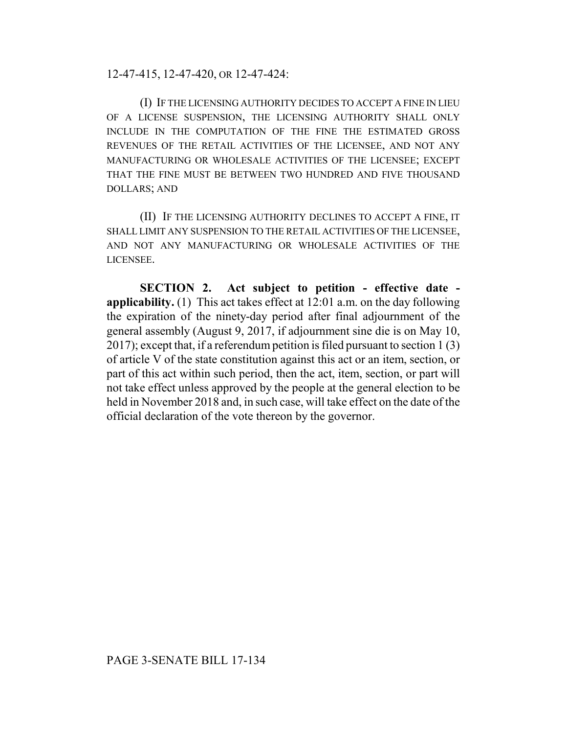12-47-415, 12-47-420, OR 12-47-424:

(I) IF THE LICENSING AUTHORITY DECIDES TO ACCEPT A FINE IN LIEU OF A LICENSE SUSPENSION, THE LICENSING AUTHORITY SHALL ONLY INCLUDE IN THE COMPUTATION OF THE FINE THE ESTIMATED GROSS REVENUES OF THE RETAIL ACTIVITIES OF THE LICENSEE, AND NOT ANY MANUFACTURING OR WHOLESALE ACTIVITIES OF THE LICENSEE; EXCEPT THAT THE FINE MUST BE BETWEEN TWO HUNDRED AND FIVE THOUSAND DOLLARS; AND

(II) IF THE LICENSING AUTHORITY DECLINES TO ACCEPT A FINE, IT SHALL LIMIT ANY SUSPENSION TO THE RETAIL ACTIVITIES OF THE LICENSEE, AND NOT ANY MANUFACTURING OR WHOLESALE ACTIVITIES OF THE LICENSEE.

**SECTION 2. Act subject to petition - effective date - applicability.** (1) This act takes effect at 12:01 a.m. on the day following the expiration of the ninety-day period after final adjournment of the general assembly (August 9, 2017, if adjournment sine die is on May 10, 2017); except that, if a referendum petition is filed pursuant to section 1 (3) of article V of the state constitution against this act or an item, section, or part of this act within such period, then the act, item, section, or part will not take effect unless approved by the people at the general election to be held in November 2018 and, in such case, will take effect on the date of the official declaration of the vote thereon by the governor.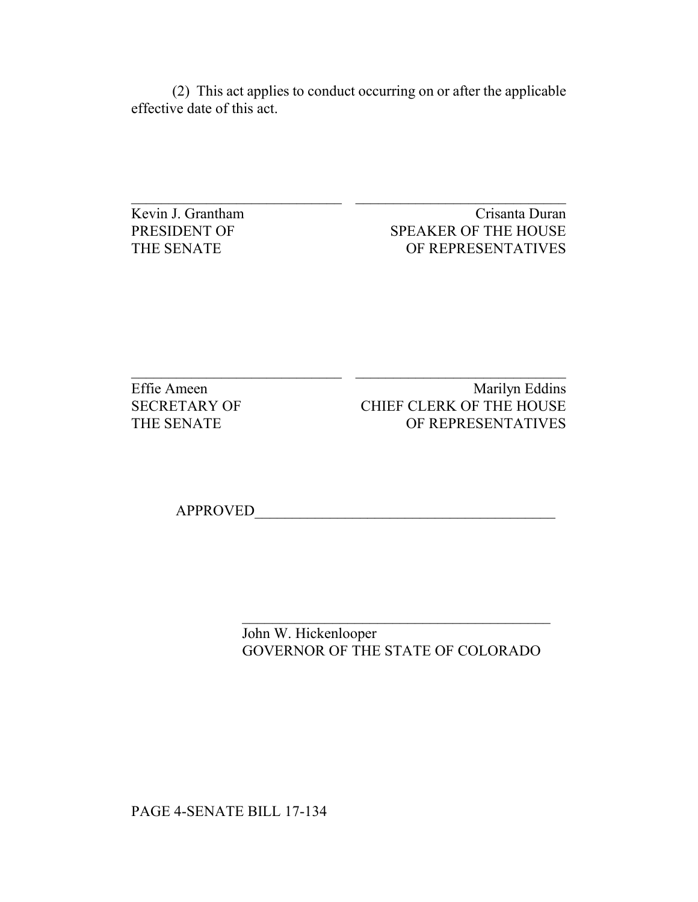(2) This act applies to conduct occurring on or after the applicable effective date of this act.

| | |
|---|---|
| \_\_\_\_\_\_\_\_\_\_\_\_\_\_\_\_\_\_\_\_\_\_\_\_\_\_\_\_ | \_\_\_\_\_\_\_\_\_\_\_\_\_\_\_\_\_\_\_\_\_\_\_\_\_\_\_\_ |
| Kevin J. Grantham | Crisanta Duran |
| PRESIDENT OF THE SENATE | SPEAKER OF THE HOUSE OF REPRESENTATIVES |
| \_\_\_\_\_\_\_\_\_\_\_\_\_\_\_\_\_\_\_\_\_\_\_\_\_\_\_\_ | \_\_\_\_\_\_\_\_\_\_\_\_\_\_\_\_\_\_\_\_\_\_\_\_\_\_\_\_ |
| Effie Ameen | Marilyn Eddins |
| SECRETARY OF THE SENATE | CHIEF CLERK OF THE HOUSE OF REPRESENTATIVES |

APPROVED\_\_\_\_\_\_\_\_\_\_\_\_\_\_\_\_\_\_\_\_\_\_\_\_\_\_\_\_\_\_\_\_\_\_\_\_\_\_\_\_

\_\_\_\_\_\_\_\_\_\_\_\_\_\_\_\_\_\_\_\_\_\_\_\_\_\_\_\_\_\_\_\_\_\_\_\_\_\_\_\_

John W. Hickenlooper
GOVERNOR OF THE STATE OF COLORADO

PAGE 4-SENATE BILL 17-134